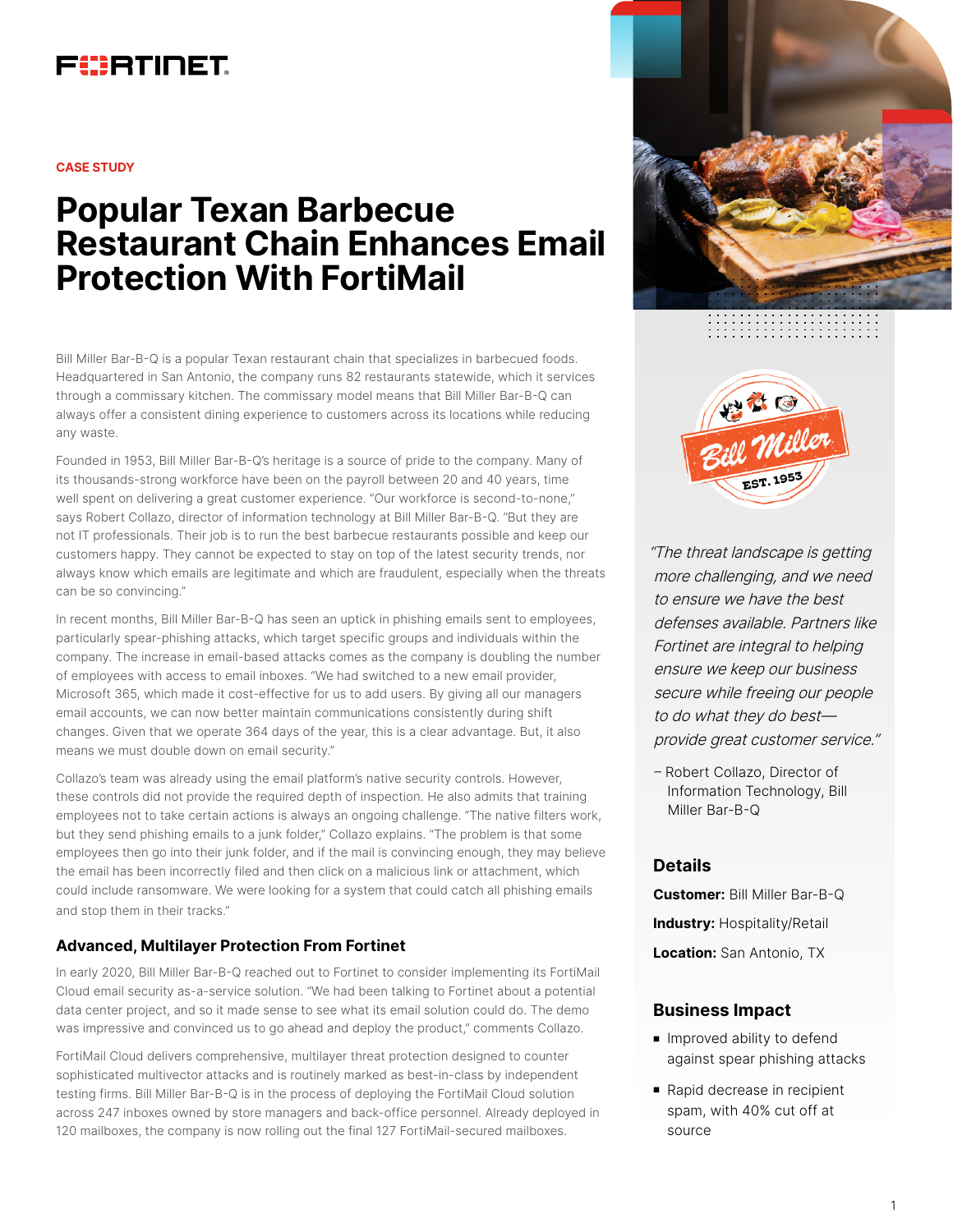CASE STUDY

# Popular Texan Barbecue Restaurant Chain Enhances Email Protection With FortiMail

Bill Miller Bar-B-Q is a popular Texan restaurant chain that specializes in barbecued foods. Headquartered in San Antonio, the company runs 82 restaurants statewide, which it services through a commissary kitchen. The commissary model means that Bill Miller Bar-B-Q can always offer a consistent dining experience to customers across its locations while reducing any waste.

Founded in 1953, Bill Miller Bar-B-Q's heritage is a source of pride to the company. Many of its thousands-strong workforce have been on the payroll between 20 and 40 years, time well spent on delivering a great customer experience. "Our workforce is second-to-none," says Robert Collazo, director of information technology at Bill Miller Bar-B-Q. "But they are not IT professionals. Their job is to run the best barbecue restaurants possible and keep our customers happy. They cannot be expected to stay on top of the latest security trends, nor always know which emails are legitimate and which are fraudulent, especially when the threats can be so convincing."

In recent months, Bill Miller Bar-B-Q has seen an uptick in phishing emails sent to employees, particularly spear-phishing attacks, which target specific groups and individuals within the company. The increase in email-based attacks comes as the company is doubling the number of employees with access to email inboxes. "We had switched to a new email provider, Microsoft 365, which made it cost-effective for us to add users. By giving all our managers email accounts, we can now better maintain communications consistently during shift changes. Given that we operate 364 days of the year, this is a clear advantage. But, it also means we must double down on email security."

Collazo's team was already using the email platform's native security controls. However, these controls did not provide the required depth of inspection. He also admits that training employees not to take certain actions is always an ongoing challenge. "The native filters work, but they send phishing emails to a junk folder," Collazo explains. "The problem is that some employees then go into their junk folder, and if the mail is convincing enough, they may believe the email has been incorrectly filed and then click on a malicious link or attachment, which could include ransomware. We were looking for a system that could catch all phishing emails and stop them in their tracks."

## Advanced, Multilayer Protection From Fortinet

In early 2020, Bill Miller Bar-B-Q reached out to Fortinet to consider implementing its FortiMail Cloud email security as-a-service solution. "We had been talking to Fortinet about a potential data center project, and so it made sense to see what its email solution could do. The demo was impressive and convinced us to go ahead and deploy the product," comments Collazo.

FortiMail Cloud delivers comprehensive, multilayer threat protection designed to counter sophisticated multivector attacks and is routinely marked as best-in-class by independent testing firms. Bill Miller Bar-B-Q is in the process of deploying the FortiMail Cloud solution across 247 inboxes owned by store managers and back-office personnel. Already deployed in 120 mailboxes, the company is now rolling out the final 127 FortiMail-secured mailboxes.

*"The threat landscape is getting more challenging, and we need to ensure we have the best defenses available. Partners like Fortinet are integral to helping ensure we keep our business secure while freeing our people to do what they do best—provide great customer service."*

– Robert Collazo, Director of Information Technology, Bill Miller Bar-B-Q

## Details

**Customer:** Bill Miller Bar-B-Q

**Industry:** Hospitality/Retail

**Location:** San Antonio, TX

## Business Impact

- Improved ability to defend against spear phishing attacks
- Rapid decrease in recipient spam, with 40% cut off at source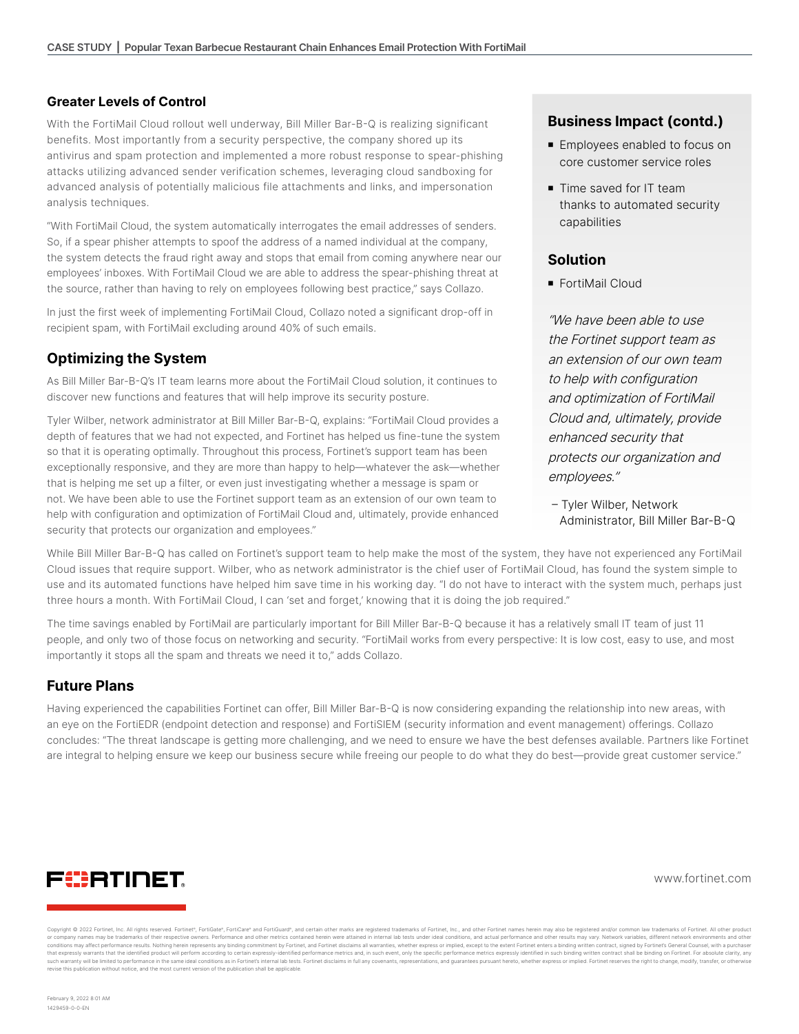## Greater Levels of Control

With the FortiMail Cloud rollout well underway, Bill Miller Bar-B-Q is realizing significant benefits. Most importantly from a security perspective, the company shored up its antivirus and spam protection and implemented a more robust response to spear-phishing attacks utilizing advanced sender verification schemes, leveraging cloud sandboxing for advanced analysis of potentially malicious file attachments and links, and impersonation analysis techniques.

"With FortiMail Cloud, the system automatically interrogates the email addresses of senders. So, if a spear phisher attempts to spoof the address of a named individual at the company, the system detects the fraud right away and stops that email from coming anywhere near our employees' inboxes. With FortiMail Cloud we are able to address the spear-phishing threat at the source, rather than having to rely on employees following best practice," says Collazo.

In just the first week of implementing FortiMail Cloud, Collazo noted a significant drop-off in recipient spam, with FortiMail excluding around 40% of such emails.

## Optimizing the System

As Bill Miller Bar-B-Q's IT team learns more about the FortiMail Cloud solution, it continues to discover new functions and features that will help improve its security posture.

Tyler Wilber, network administrator at Bill Miller Bar-B-Q, explains: "FortiMail Cloud provides a depth of features that we had not expected, and Fortinet has helped us fine-tune the system so that it is operating optimally. Throughout this process, Fortinet's support team has been exceptionally responsive, and they are more than happy to help—whatever the ask—whether that is helping me set up a filter, or even just investigating whether a message is spam or not. We have been able to use the Fortinet support team as an extension of our own team to help with configuration and optimization of FortiMail Cloud and, ultimately, provide enhanced security that protects our organization and employees."

While Bill Miller Bar-B-Q has called on Fortinet's support team to help make the most of the system, they have not experienced any FortiMail Cloud issues that require support. Wilber, who as network administrator is the chief user of FortiMail Cloud, has found the system simple to use and its automated functions have helped him save time in his working day. "I do not have to interact with the system much, perhaps just three hours a month. With FortiMail Cloud, I can 'set and forget,' knowing that it is doing the job required."

The time savings enabled by FortiMail are particularly important for Bill Miller Bar-B-Q because it has a relatively small IT team of just 11 people, and only two of those focus on networking and security. "FortiMail works from every perspective: It is low cost, easy to use, and most importantly it stops all the spam and threats we need it to," adds Collazo.

## Future Plans

Having experienced the capabilities Fortinet can offer, Bill Miller Bar-B-Q is now considering expanding the relationship into new areas, with an eye on the FortiEDR (endpoint detection and response) and FortiSIEM (security information and event management) offerings. Collazo concludes: "The threat landscape is getting more challenging, and we need to ensure we have the best defenses available. Partners like Fortinet are integral to helping ensure we keep our business secure while freeing our people to do what they do best—provide great customer service."

## Business Impact (contd.)

- Employees enabled to focus on core customer service roles
- Time saved for IT team thanks to automated security capabilities

## Solution

- FortiMail Cloud

*"We have been able to use the Fortinet support team as an extension of our own team to help with configuration and optimization of FortiMail Cloud and, ultimately, provide enhanced security that protects our organization and employees."*

– Tyler Wilber, Network Administrator, Bill Miller Bar-B-Q

www.fortinet.com

Copyright © 2022 Fortinet, Inc. All rights reserved. Fortinet®, FortiGate®, FortiCare® and FortiGuard®, and certain other marks are registered trademarks of Fortinet, Inc., and other Fortinet names herein may also be registered and/or common law trademarks of Fortinet. All other product or company names may be trademarks of their respective owners. Performance and other metrics contained herein were attained in internal lab tests under ideal conditions, and actual performance and other results may vary. Network variables, different network environments and other conditions may affect performance results. Nothing herein represents any binding commitment by Fortinet, and Fortinet disclaims all warranties, whether express or implied, except to the extent Fortinet enters a binding written contract, signed by Fortinet's General Counsel, with a purchaser that expressly warrants that the identified product will perform according to certain expressly-identified performance metrics and, in such event, only the specific performance metrics expressly identified in such binding written contract shall be binding on Fortinet. For absolute clarity, any such warranty will be limited to performance in the same ideal conditions as in Fortinet's internal lab tests. Fortinet disclaims in full any covenants, representations, and guarantees pursuant hereto, whether express or implied. Fortinet reserves the right to change, modify, transfer, or otherwise revise this publication without notice, and the most current version of the publication shall be applicable.

February 9, 2022 8:01 AM
1429459-0-0-EN